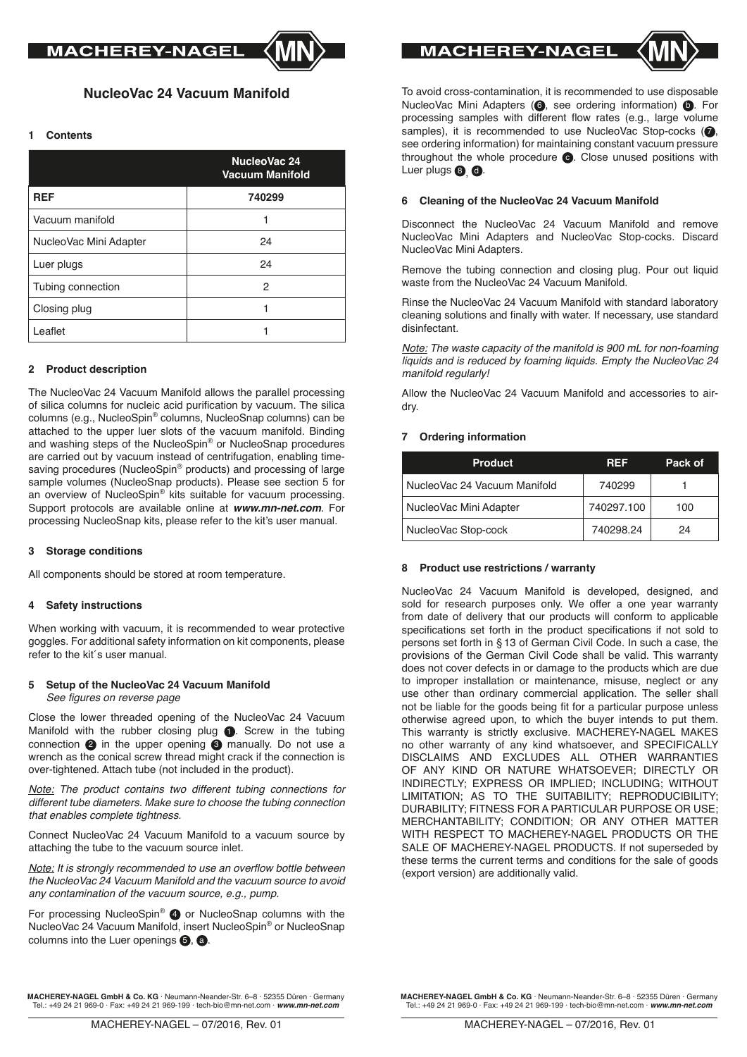# NucleoVac 24 Vacuum Manifold

## 1 Contents

| | NucleoVac 24 Vacuum Manifold |
|---|---|
| **REF** | **740299** |
| Vacuum manifold | 1 |
| NucleoVac Mini Adapter | 24 |
| Luer plugs | 24 |
| Tubing connection | 2 |
| Closing plug | 1 |
| Leaflet | 1 |

## 2 Product description

The NucleoVac 24 Vacuum Manifold allows the parallel processing of silica columns for nucleic acid purification by vacuum. The silica columns (e.g., NucleoSpin® columns, NucleoSnap columns) can be attached to the upper luer slots of the vacuum manifold. Binding and washing steps of the NucleoSpin® or NucleoSnap procedures are carried out by vacuum instead of centrifugation, enabling time-saving procedures (NucleoSpin® products) and processing of large sample volumes (NucleoSnap products). Please see section 5 for an overview of NucleoSpin® kits suitable for vacuum processing. Support protocols are available online at ***www.mn-net.com***. For processing NucleoSnap kits, please refer to the kit's user manual.

## 3 Storage conditions

All components should be stored at room temperature.

## 4 Safety instructions

When working with vacuum, it is recommended to wear protective goggles. For additional safety information on kit components, please refer to the kit´s user manual.

## 5 Setup of the NucleoVac 24 Vacuum Manifold

*See figures on reverse page*

Close the lower threaded opening of the NucleoVac 24 Vacuum Manifold with the rubber closing plug ❶. Screw in the tubing connection ❷ in the upper opening ❸ manually. Do not use a wrench as the conical screw thread might crack if the connection is over-tightened. Attach tube (not included in the product).

*Note: The product contains two different tubing connections for different tube diameters. Make sure to choose the tubing connection that enables complete tightness.*

Connect NucleoVac 24 Vacuum Manifold to a vacuum source by attaching the tube to the vacuum source inlet.

*Note: It is strongly recommended to use an overflow bottle between the NucleoVac 24 Vacuum Manifold and the vacuum source to avoid any contamination of the vacuum source, e.g., pump.*

For processing NucleoSpin® ❹ or NucleoSnap columns with the NucleoVac 24 Vacuum Manifold, insert NucleoSpin® or NucleoSnap columns into the Luer openings ❺, ⓐ.

To avoid cross-contamination, it is recommended to use disposable NucleoVac Mini Adapters (❻, see ordering information) ⓑ. For processing samples with different flow rates (e.g., large volume samples), it is recommended to use NucleoVac Stop-cocks (❼, see ordering information) for maintaining constant vacuum pressure throughout the whole procedure ⓒ. Close unused positions with Luer plugs ❽, ⓓ.

## 6 Cleaning of the NucleoVac 24 Vacuum Manifold

Disconnect the NucleoVac 24 Vacuum Manifold and remove NucleoVac Mini Adapters and NucleoVac Stop-cocks. Discard NucleoVac Mini Adapters.

Remove the tubing connection and closing plug. Pour out liquid waste from the NucleoVac 24 Vacuum Manifold.

Rinse the NucleoVac 24 Vacuum Manifold with standard laboratory cleaning solutions and finally with water. If necessary, use standard disinfectant.

*Note: The waste capacity of the manifold is 900 mL for non-foaming liquids and is reduced by foaming liquids. Empty the NucleoVac 24 manifold regularly!*

Allow the NucleoVac 24 Vacuum Manifold and accessories to air-dry.

## 7 Ordering information

| Product | REF | Pack of |
|---|---|---|
| NucleoVac 24 Vacuum Manifold | 740299 | 1 |
| NucleoVac Mini Adapter | 740297.100 | 100 |
| NucleoVac Stop-cock | 740298.24 | 24 |

## 8 Product use restrictions / warranty

NucleoVac 24 Vacuum Manifold is developed, designed, and sold for research purposes only. We offer a one year warranty from date of delivery that our products will conform to applicable specifications set forth in the product specifications if not sold to persons set forth in § 13 of German Civil Code. In such a case, the provisions of the German Civil Code shall be valid. This warranty does not cover defects in or damage to the products which are due to improper installation or maintenance, misuse, neglect or any use other than ordinary commercial application. The seller shall not be liable for the goods being fit for a particular purpose unless otherwise agreed upon, to which the buyer intends to put them. This warranty is strictly exclusive. MACHEREY-NAGEL MAKES no other warranty of any kind whatsoever, and SPECIFICALLY DISCLAIMS AND EXCLUDES ALL OTHER WARRANTIES OF ANY KIND OR NATURE WHATSOEVER; DIRECTLY OR INDIRECTLY; EXPRESS OR IMPLIED; INCLUDING; WITHOUT LIMITATION; AS TO THE SUITABILITY; REPRODUCIBILITY; DURABILITY; FITNESS FOR A PARTICULAR PURPOSE OR USE; MERCHANTABILITY; CONDITION; OR ANY OTHER MATTER WITH RESPECT TO MACHEREY-NAGEL PRODUCTS OR THE SALE OF MACHEREY-NAGEL PRODUCTS. If not superseded by these terms the current terms and conditions for the sale of goods (export version) are additionally valid.

**MACHEREY-NAGEL GmbH & Co. KG** · Neumann-Neander-Str. 6–8 · 52355 Düren · Germany
Tel.: +49 24 21 969-0 · Fax: +49 24 21 969-199 · tech-bio@mn-net.com · ***www.mn-net.com***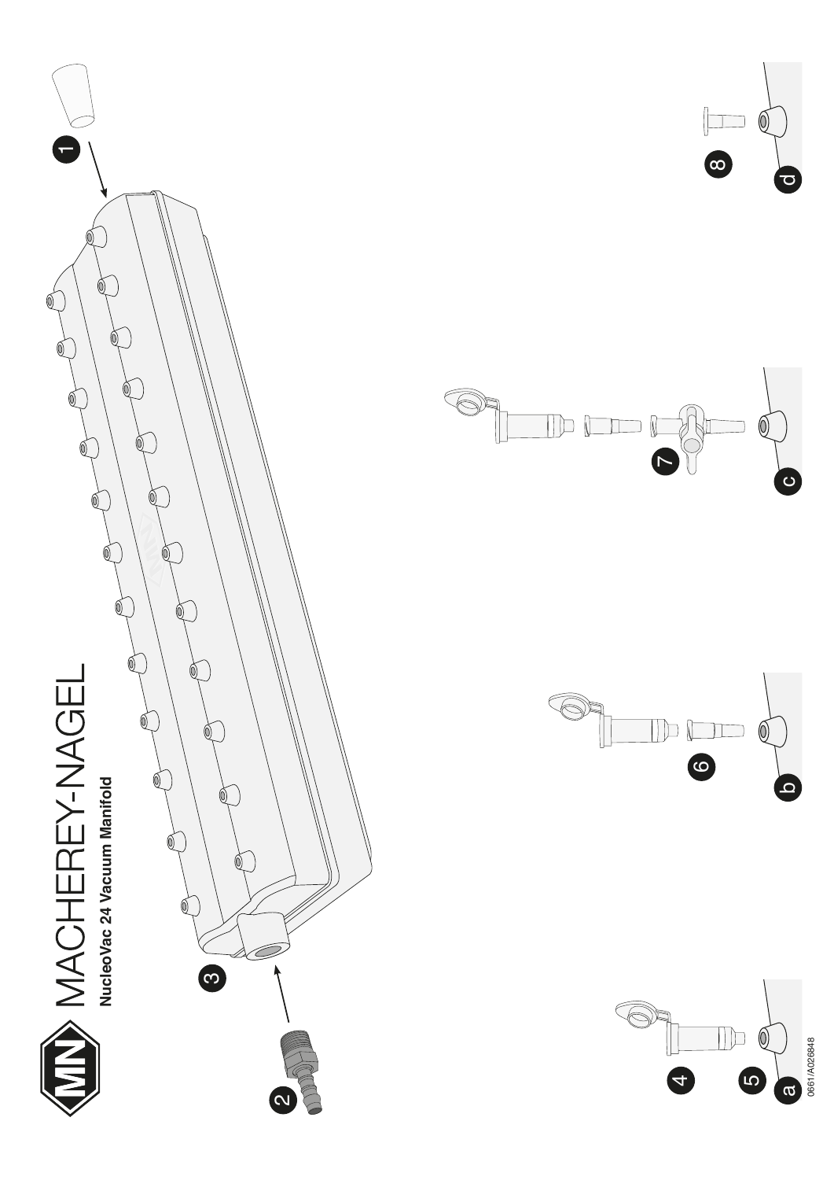# MACHEREY-NAGEL

**NucleoVac 24 Vacuum Manifold**

1

2

3

4

5

6

7

8

a

b

c

d

0661/A026848